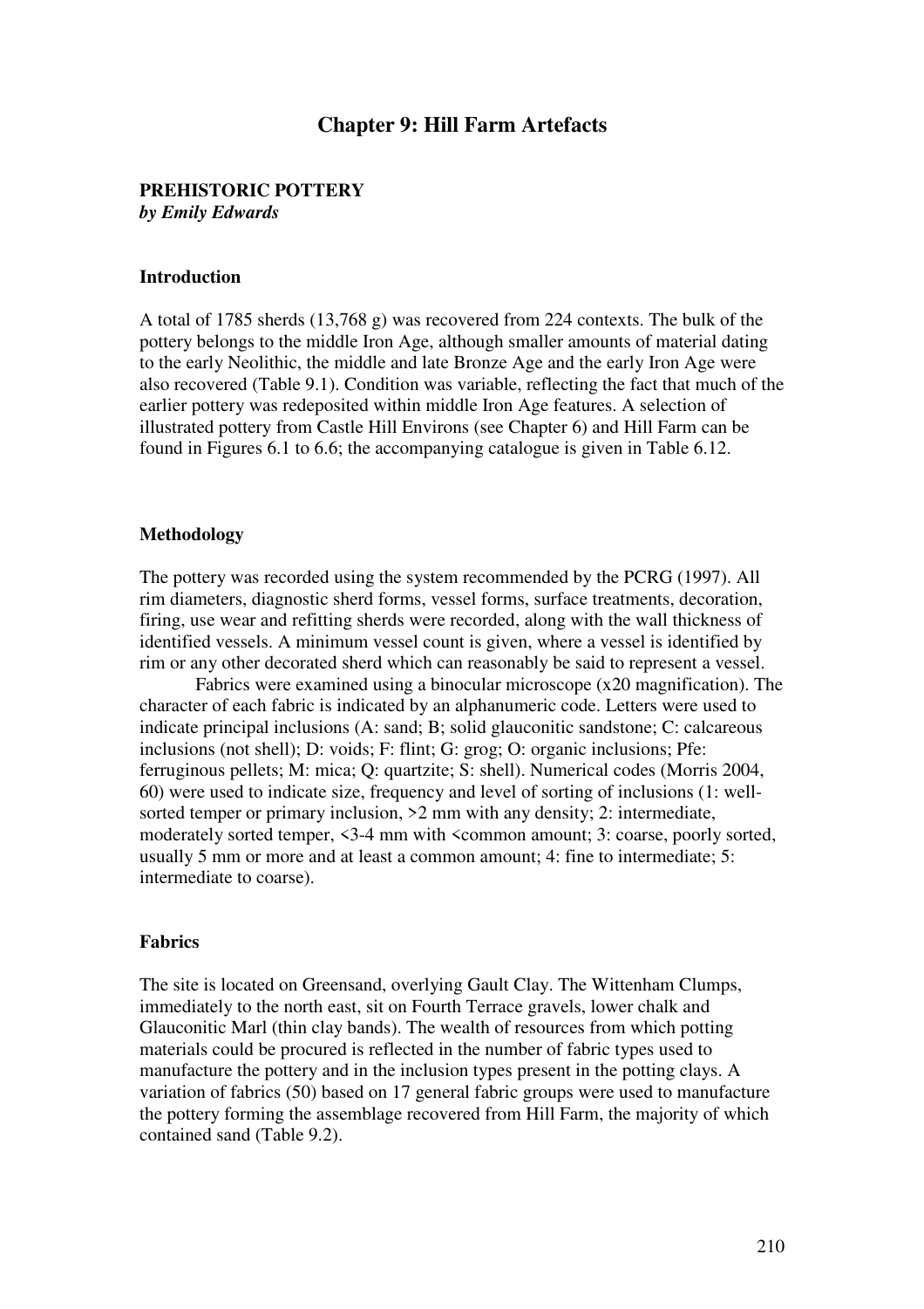# Chapter 9: Hill Farm Artefacts

## PREHISTORIC POTTERY
***by Emily Edwards***

### Introduction

A total of 1785 sherds (13,768 g) was recovered from 224 contexts. The bulk of the pottery belongs to the middle Iron Age, although smaller amounts of material dating to the early Neolithic, the middle and late Bronze Age and the early Iron Age were also recovered (Table 9.1). Condition was variable, reflecting the fact that much of the earlier pottery was redeposited within middle Iron Age features. A selection of illustrated pottery from Castle Hill Environs (see Chapter 6) and Hill Farm can be found in Figures 6.1 to 6.6; the accompanying catalogue is given in Table 6.12.

### Methodology

The pottery was recorded using the system recommended by the PCRG (1997). All rim diameters, diagnostic sherd forms, vessel forms, surface treatments, decoration, firing, use wear and refitting sherds were recorded, along with the wall thickness of identified vessels. A minimum vessel count is given, where a vessel is identified by rim or any other decorated sherd which can reasonably be said to represent a vessel.

Fabrics were examined using a binocular microscope (x20 magnification). The character of each fabric is indicated by an alphanumeric code. Letters were used to indicate principal inclusions (A: sand; B; solid glauconitic sandstone; C: calcareous inclusions (not shell); D: voids; F: flint; G: grog; O: organic inclusions; Pfe: ferruginous pellets; M: mica; Q: quartzite; S: shell). Numerical codes (Morris 2004, 60) were used to indicate size, frequency and level of sorting of inclusions (1: well-sorted temper or primary inclusion, >2 mm with any density; 2: intermediate, moderately sorted temper, <3-4 mm with <common amount; 3: coarse, poorly sorted, usually 5 mm or more and at least a common amount; 4: fine to intermediate; 5: intermediate to coarse).

### Fabrics

The site is located on Greensand, overlying Gault Clay. The Wittenham Clumps, immediately to the north east, sit on Fourth Terrace gravels, lower chalk and Glauconitic Marl (thin clay bands). The wealth of resources from which potting materials could be procured is reflected in the number of fabric types used to manufacture the pottery and in the inclusion types present in the potting clays. A variation of fabrics (50) based on 17 general fabric groups were used to manufacture the pottery forming the assemblage recovered from Hill Farm, the majority of which contained sand (Table 9.2).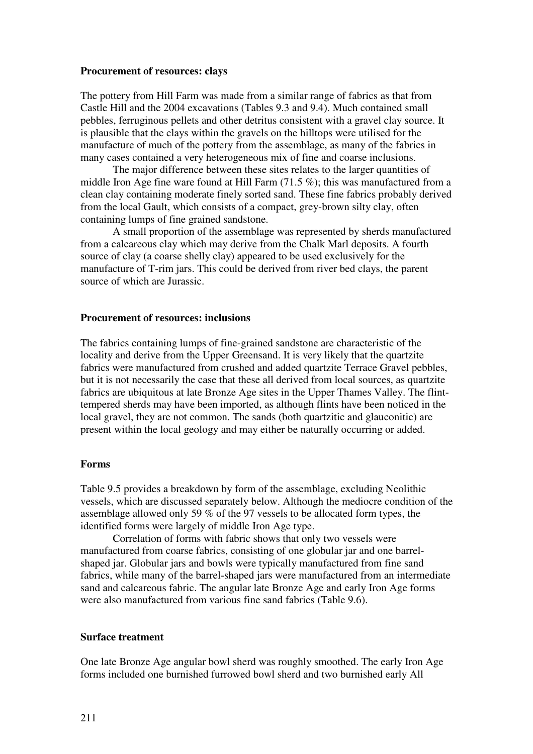**Procurement of resources: clays**

The pottery from Hill Farm was made from a similar range of fabrics as that from Castle Hill and the 2004 excavations (Tables 9.3 and 9.4). Much contained small pebbles, ferruginous pellets and other detritus consistent with a gravel clay source. It is plausible that the clays within the gravels on the hilltops were utilised for the manufacture of much of the pottery from the assemblage, as many of the fabrics in many cases contained a very heterogeneous mix of fine and coarse inclusions.

The major difference between these sites relates to the larger quantities of middle Iron Age fine ware found at Hill Farm (71.5 %); this was manufactured from a clean clay containing moderate finely sorted sand. These fine fabrics probably derived from the local Gault, which consists of a compact, grey-brown silty clay, often containing lumps of fine grained sandstone.

A small proportion of the assemblage was represented by sherds manufactured from a calcareous clay which may derive from the Chalk Marl deposits. A fourth source of clay (a coarse shelly clay) appeared to be used exclusively for the manufacture of T-rim jars. This could be derived from river bed clays, the parent source of which are Jurassic.

**Procurement of resources: inclusions**

The fabrics containing lumps of fine-grained sandstone are characteristic of the locality and derive from the Upper Greensand. It is very likely that the quartzite fabrics were manufactured from crushed and added quartzite Terrace Gravel pebbles, but it is not necessarily the case that these all derived from local sources, as quartzite fabrics are ubiquitous at late Bronze Age sites in the Upper Thames Valley. The flint-tempered sherds may have been imported, as although flints have been noticed in the local gravel, they are not common. The sands (both quartzitic and glauconitic) are present within the local geology and may either be naturally occurring or added.

**Forms**

Table 9.5 provides a breakdown by form of the assemblage, excluding Neolithic vessels, which are discussed separately below. Although the mediocre condition of the assemblage allowed only 59 % of the 97 vessels to be allocated form types, the identified forms were largely of middle Iron Age type.

Correlation of forms with fabric shows that only two vessels were manufactured from coarse fabrics, consisting of one globular jar and one barrel-shaped jar. Globular jars and bowls were typically manufactured from fine sand fabrics, while many of the barrel-shaped jars were manufactured from an intermediate sand and calcareous fabric. The angular late Bronze Age and early Iron Age forms were also manufactured from various fine sand fabrics (Table 9.6).

**Surface treatment**

One late Bronze Age angular bowl sherd was roughly smoothed. The early Iron Age forms included one burnished furrowed bowl sherd and two burnished early All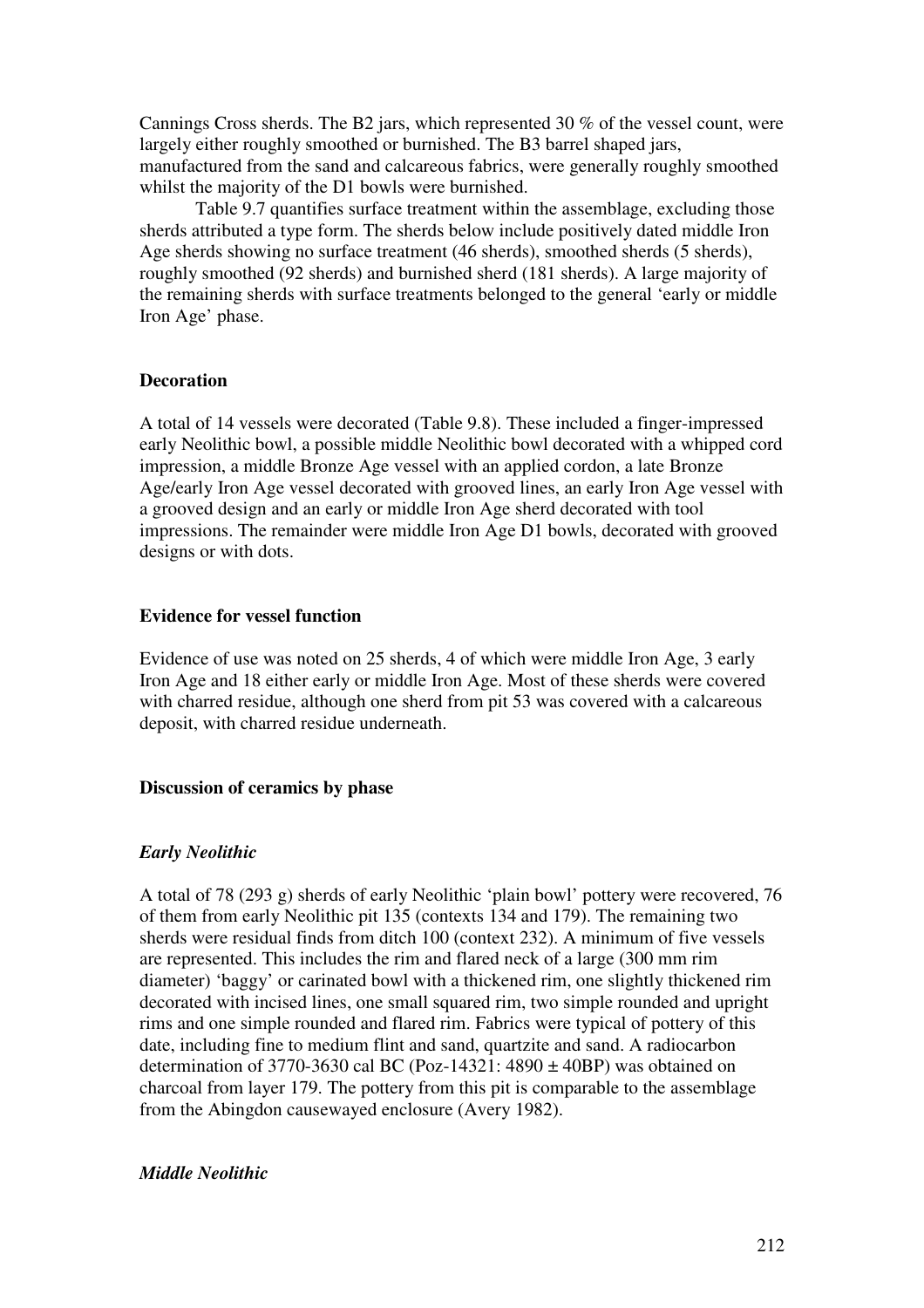Cannings Cross sherds. The B2 jars, which represented 30 % of the vessel count, were largely either roughly smoothed or burnished. The B3 barrel shaped jars, manufactured from the sand and calcareous fabrics, were generally roughly smoothed whilst the majority of the D1 bowls were burnished.

Table 9.7 quantifies surface treatment within the assemblage, excluding those sherds attributed a type form. The sherds below include positively dated middle Iron Age sherds showing no surface treatment (46 sherds), smoothed sherds (5 sherds), roughly smoothed (92 sherds) and burnished sherd (181 sherds). A large majority of the remaining sherds with surface treatments belonged to the general 'early or middle Iron Age' phase.

### Decoration

A total of 14 vessels were decorated (Table 9.8). These included a finger-impressed early Neolithic bowl, a possible middle Neolithic bowl decorated with a whipped cord impression, a middle Bronze Age vessel with an applied cordon, a late Bronze Age/early Iron Age vessel decorated with grooved lines, an early Iron Age vessel with a grooved design and an early or middle Iron Age sherd decorated with tool impressions. The remainder were middle Iron Age D1 bowls, decorated with grooved designs or with dots.

### Evidence for vessel function

Evidence of use was noted on 25 sherds, 4 of which were middle Iron Age, 3 early Iron Age and 18 either early or middle Iron Age. Most of these sherds were covered with charred residue, although one sherd from pit 53 was covered with a calcareous deposit, with charred residue underneath.

### Discussion of ceramics by phase

#### *Early Neolithic*

A total of 78 (293 g) sherds of early Neolithic 'plain bowl' pottery were recovered, 76 of them from early Neolithic pit 135 (contexts 134 and 179). The remaining two sherds were residual finds from ditch 100 (context 232). A minimum of five vessels are represented. This includes the rim and flared neck of a large (300 mm rim diameter) 'baggy' or carinated bowl with a thickened rim, one slightly thickened rim decorated with incised lines, one small squared rim, two simple rounded and upright rims and one simple rounded and flared rim. Fabrics were typical of pottery of this date, including fine to medium flint and sand, quartzite and sand. A radiocarbon determination of 3770-3630 cal BC (Poz-14321: 4890 ± 40BP) was obtained on charcoal from layer 179. The pottery from this pit is comparable to the assemblage from the Abingdon causewayed enclosure (Avery 1982).

#### *Middle Neolithic*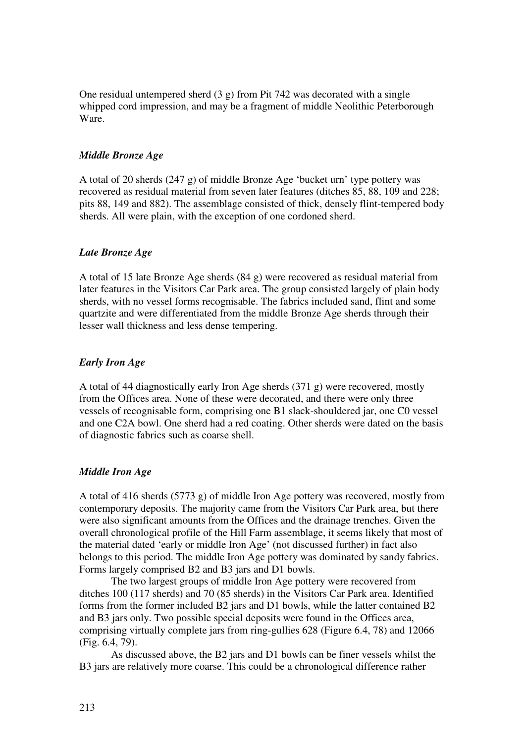One residual untempered sherd (3 g) from Pit 742 was decorated with a single whipped cord impression, and may be a fragment of middle Neolithic Peterborough Ware.

### *Middle Bronze Age*

A total of 20 sherds (247 g) of middle Bronze Age 'bucket urn' type pottery was recovered as residual material from seven later features (ditches 85, 88, 109 and 228; pits 88, 149 and 882). The assemblage consisted of thick, densely flint-tempered body sherds. All were plain, with the exception of one cordoned sherd.

### *Late Bronze Age*

A total of 15 late Bronze Age sherds (84 g) were recovered as residual material from later features in the Visitors Car Park area. The group consisted largely of plain body sherds, with no vessel forms recognisable. The fabrics included sand, flint and some quartzite and were differentiated from the middle Bronze Age sherds through their lesser wall thickness and less dense tempering.

### *Early Iron Age*

A total of 44 diagnostically early Iron Age sherds (371 g) were recovered, mostly from the Offices area. None of these were decorated, and there were only three vessels of recognisable form, comprising one B1 slack-shouldered jar, one C0 vessel and one C2A bowl. One sherd had a red coating. Other sherds were dated on the basis of diagnostic fabrics such as coarse shell.

### *Middle Iron Age*

A total of 416 sherds (5773 g) of middle Iron Age pottery was recovered, mostly from contemporary deposits. The majority came from the Visitors Car Park area, but there were also significant amounts from the Offices and the drainage trenches. Given the overall chronological profile of the Hill Farm assemblage, it seems likely that most of the material dated 'early or middle Iron Age' (not discussed further) in fact also belongs to this period. The middle Iron Age pottery was dominated by sandy fabrics. Forms largely comprised B2 and B3 jars and D1 bowls.

The two largest groups of middle Iron Age pottery were recovered from ditches 100 (117 sherds) and 70 (85 sherds) in the Visitors Car Park area. Identified forms from the former included B2 jars and D1 bowls, while the latter contained B2 and B3 jars only. Two possible special deposits were found in the Offices area, comprising virtually complete jars from ring-gullies 628 (Figure 6.4, 78) and 12066 (Fig. 6.4, 79).

As discussed above, the B2 jars and D1 bowls can be finer vessels whilst the B3 jars are relatively more coarse. This could be a chronological difference rather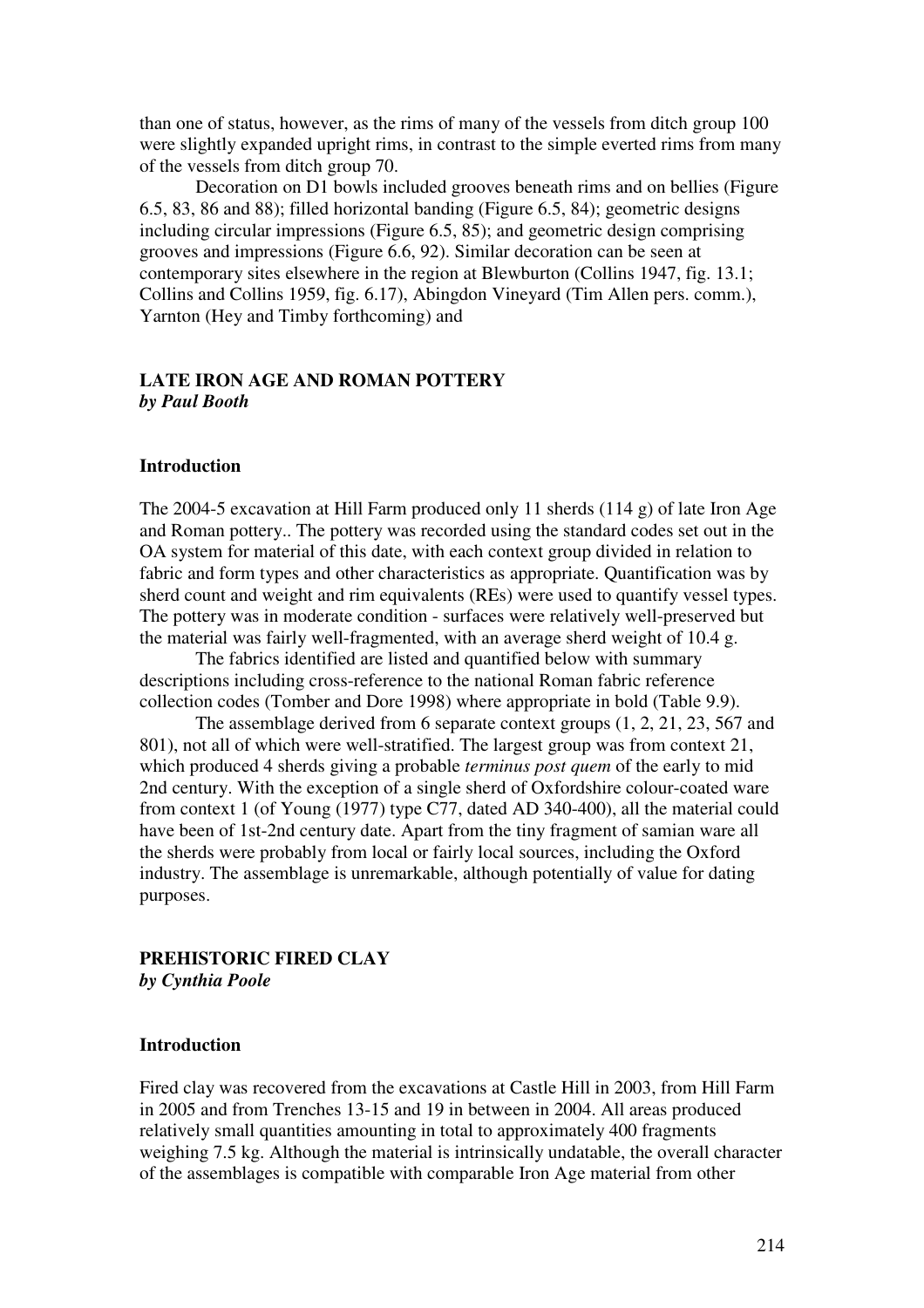than one of status, however, as the rims of many of the vessels from ditch group 100 were slightly expanded upright rims, in contrast to the simple everted rims from many of the vessels from ditch group 70.

Decoration on D1 bowls included grooves beneath rims and on bellies (Figure 6.5, 83, 86 and 88); filled horizontal banding (Figure 6.5, 84); geometric designs including circular impressions (Figure 6.5, 85); and geometric design comprising grooves and impressions (Figure 6.6, 92). Similar decoration can be seen at contemporary sites elsewhere in the region at Blewburton (Collins 1947, fig. 13.1; Collins and Collins 1959, fig. 6.17), Abingdon Vineyard (Tim Allen pers. comm.), Yarnton (Hey and Timby forthcoming) and

## LATE IRON AGE AND ROMAN POTTERY
***by Paul Booth***

### Introduction

The 2004-5 excavation at Hill Farm produced only 11 sherds (114 g) of late Iron Age and Roman pottery.. The pottery was recorded using the standard codes set out in the OA system for material of this date, with each context group divided in relation to fabric and form types and other characteristics as appropriate. Quantification was by sherd count and weight and rim equivalents (REs) were used to quantify vessel types. The pottery was in moderate condition - surfaces were relatively well-preserved but the material was fairly well-fragmented, with an average sherd weight of 10.4 g.

The fabrics identified are listed and quantified below with summary descriptions including cross-reference to the national Roman fabric reference collection codes (Tomber and Dore 1998) where appropriate in bold (Table 9.9).

The assemblage derived from 6 separate context groups (1, 2, 21, 23, 567 and 801), not all of which were well-stratified. The largest group was from context 21, which produced 4 sherds giving a probable *terminus post quem* of the early to mid 2nd century. With the exception of a single sherd of Oxfordshire colour-coated ware from context 1 (of Young (1977) type C77, dated AD 340-400), all the material could have been of 1st-2nd century date. Apart from the tiny fragment of samian ware all the sherds were probably from local or fairly local sources, including the Oxford industry. The assemblage is unremarkable, although potentially of value for dating purposes.

## PREHISTORIC FIRED CLAY
***by Cynthia Poole***

### Introduction

Fired clay was recovered from the excavations at Castle Hill in 2003, from Hill Farm in 2005 and from Trenches 13-15 and 19 in between in 2004. All areas produced relatively small quantities amounting in total to approximately 400 fragments weighing 7.5 kg. Although the material is intrinsically undatable, the overall character of the assemblages is compatible with comparable Iron Age material from other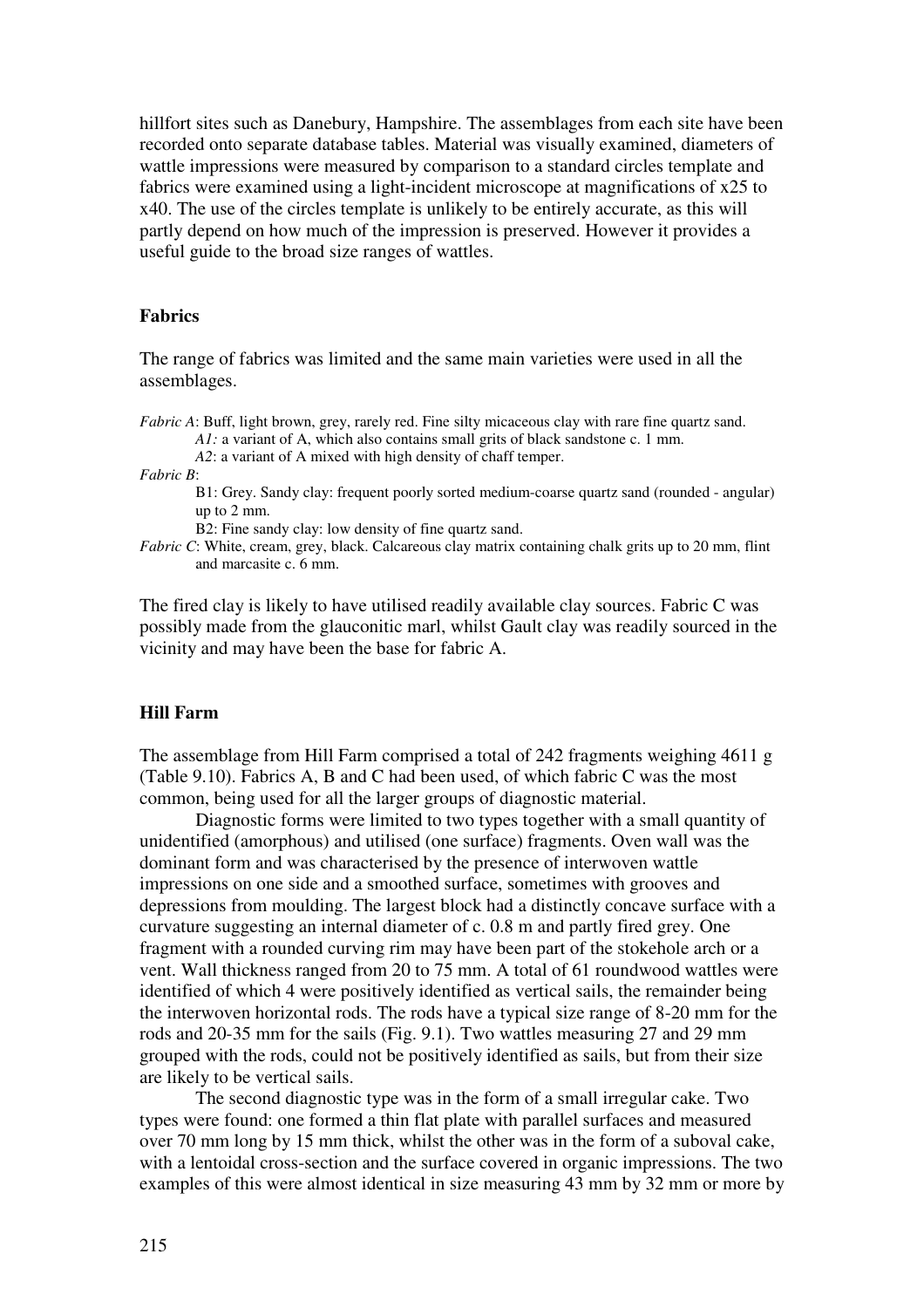hillfort sites such as Danebury, Hampshire. The assemblages from each site have been recorded onto separate database tables. Material was visually examined, diameters of wattle impressions were measured by comparison to a standard circles template and fabrics were examined using a light-incident microscope at magnifications of x25 to x40. The use of the circles template is unlikely to be entirely accurate, as this will partly depend on how much of the impression is preserved. However it provides a useful guide to the broad size ranges of wattles.

### Fabrics

The range of fabrics was limited and the same main varieties were used in all the assemblages.

*Fabric A*: Buff, light brown, grey, rarely red. Fine silty micaceous clay with rare fine quartz sand.
- *A1:* a variant of A, which also contains small grits of black sandstone c. 1 mm.
- *A2*: a variant of A mixed with high density of chaff temper.

*Fabric B*:
- B1: Grey. Sandy clay: frequent poorly sorted medium-coarse quartz sand (rounded - angular) up to 2 mm.
- B2: Fine sandy clay: low density of fine quartz sand.

*Fabric C*: White, cream, grey, black. Calcareous clay matrix containing chalk grits up to 20 mm, flint and marcasite c. 6 mm.

The fired clay is likely to have utilised readily available clay sources. Fabric C was possibly made from the glauconitic marl, whilst Gault clay was readily sourced in the vicinity and may have been the base for fabric A.

### Hill Farm

The assemblage from Hill Farm comprised a total of 242 fragments weighing 4611 g (Table 9.10). Fabrics A, B and C had been used, of which fabric C was the most common, being used for all the larger groups of diagnostic material.

Diagnostic forms were limited to two types together with a small quantity of unidentified (amorphous) and utilised (one surface) fragments. Oven wall was the dominant form and was characterised by the presence of interwoven wattle impressions on one side and a smoothed surface, sometimes with grooves and depressions from moulding. The largest block had a distinctly concave surface with a curvature suggesting an internal diameter of c. 0.8 m and partly fired grey. One fragment with a rounded curving rim may have been part of the stokehole arch or a vent. Wall thickness ranged from 20 to 75 mm. A total of 61 roundwood wattles were identified of which 4 were positively identified as vertical sails, the remainder being the interwoven horizontal rods. The rods have a typical size range of 8-20 mm for the rods and 20-35 mm for the sails (Fig. 9.1). Two wattles measuring 27 and 29 mm grouped with the rods, could not be positively identified as sails, but from their size are likely to be vertical sails.

The second diagnostic type was in the form of a small irregular cake. Two types were found: one formed a thin flat plate with parallel surfaces and measured over 70 mm long by 15 mm thick, whilst the other was in the form of a suboval cake, with a lentoidal cross-section and the surface covered in organic impressions. The two examples of this were almost identical in size measuring 43 mm by 32 mm or more by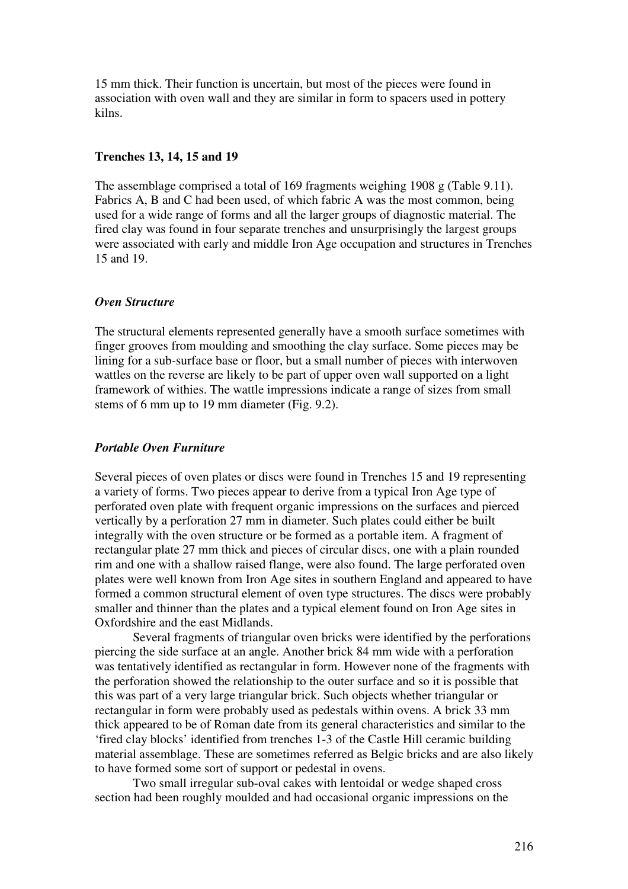15 mm thick. Their function is uncertain, but most of the pieces were found in association with oven wall and they are similar in form to spacers used in pottery kilns.

## Trenches 13, 14, 15 and 19

The assemblage comprised a total of 169 fragments weighing 1908 g (Table 9.11). Fabrics A, B and C had been used, of which fabric A was the most common, being used for a wide range of forms and all the larger groups of diagnostic material. The fired clay was found in four separate trenches and unsurprisingly the largest groups were associated with early and middle Iron Age occupation and structures in Trenches 15 and 19.

### *Oven Structure*

The structural elements represented generally have a smooth surface sometimes with finger grooves from moulding and smoothing the clay surface. Some pieces may be lining for a sub-surface base or floor, but a small number of pieces with interwoven wattles on the reverse are likely to be part of upper oven wall supported on a light framework of withies. The wattle impressions indicate a range of sizes from small stems of 6 mm up to 19 mm diameter (Fig. 9.2).

### *Portable Oven Furniture*

Several pieces of oven plates or discs were found in Trenches 15 and 19 representing a variety of forms. Two pieces appear to derive from a typical Iron Age type of perforated oven plate with frequent organic impressions on the surfaces and pierced vertically by a perforation 27 mm in diameter. Such plates could either be built integrally with the oven structure or be formed as a portable item. A fragment of rectangular plate 27 mm thick and pieces of circular discs, one with a plain rounded rim and one with a shallow raised flange, were also found. The large perforated oven plates were well known from Iron Age sites in southern England and appeared to have formed a common structural element of oven type structures. The discs were probably smaller and thinner than the plates and a typical element found on Iron Age sites in Oxfordshire and the east Midlands.

Several fragments of triangular oven bricks were identified by the perforations piercing the side surface at an angle. Another brick 84 mm wide with a perforation was tentatively identified as rectangular in form. However none of the fragments with the perforation showed the relationship to the outer surface and so it is possible that this was part of a very large triangular brick. Such objects whether triangular or rectangular in form were probably used as pedestals within ovens. A brick 33 mm thick appeared to be of Roman date from its general characteristics and similar to the 'fired clay blocks' identified from trenches 1-3 of the Castle Hill ceramic building material assemblage. These are sometimes referred as Belgic bricks and are also likely to have formed some sort of support or pedestal in ovens.

Two small irregular sub-oval cakes with lentoidal or wedge shaped cross section had been roughly moulded and had occasional organic impressions on the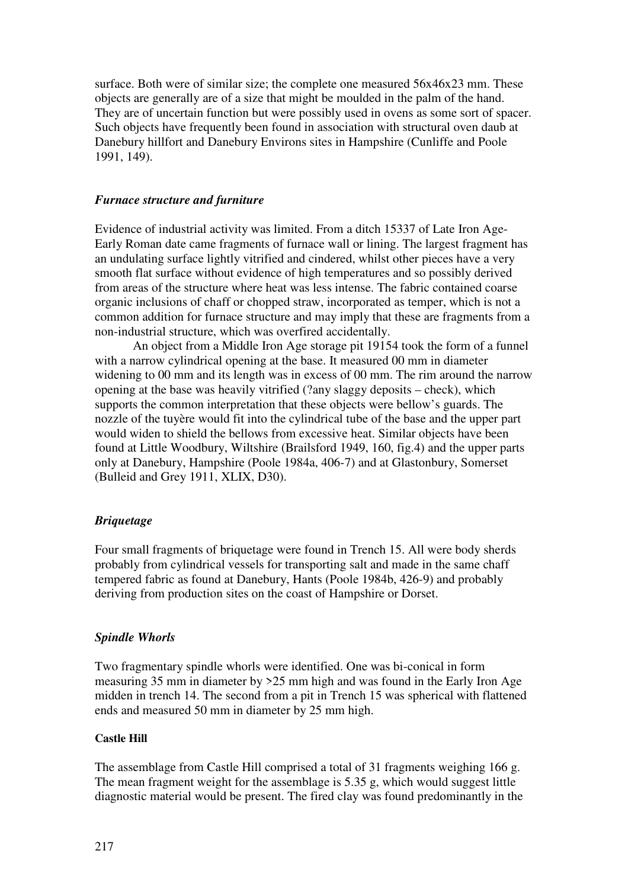surface. Both were of similar size; the complete one measured 56x46x23 mm. These objects are generally are of a size that might be moulded in the palm of the hand. They are of uncertain function but were possibly used in ovens as some sort of spacer. Such objects have frequently been found in association with structural oven daub at Danebury hillfort and Danebury Environs sites in Hampshire (Cunliffe and Poole 1991, 149).

### *Furnace structure and furniture*

Evidence of industrial activity was limited. From a ditch 15337 of Late Iron Age-Early Roman date came fragments of furnace wall or lining. The largest fragment has an undulating surface lightly vitrified and cindered, whilst other pieces have a very smooth flat surface without evidence of high temperatures and so possibly derived from areas of the structure where heat was less intense. The fabric contained coarse organic inclusions of chaff or chopped straw, incorporated as temper, which is not a common addition for furnace structure and may imply that these are fragments from a non-industrial structure, which was overfired accidentally.

An object from a Middle Iron Age storage pit 19154 took the form of a funnel with a narrow cylindrical opening at the base. It measured 00 mm in diameter widening to 00 mm and its length was in excess of 00 mm. The rim around the narrow opening at the base was heavily vitrified (?any slaggy deposits – check), which supports the common interpretation that these objects were bellow's guards. The nozzle of the tuyère would fit into the cylindrical tube of the base and the upper part would widen to shield the bellows from excessive heat. Similar objects have been found at Little Woodbury, Wiltshire (Brailsford 1949, 160, fig.4) and the upper parts only at Danebury, Hampshire (Poole 1984a, 406-7) and at Glastonbury, Somerset (Bulleid and Grey 1911, XLIX, D30).

### *Briquetage*

Four small fragments of briquetage were found in Trench 15. All were body sherds probably from cylindrical vessels for transporting salt and made in the same chaff tempered fabric as found at Danebury, Hants (Poole 1984b, 426-9) and probably deriving from production sites on the coast of Hampshire or Dorset.

### *Spindle Whorls*

Two fragmentary spindle whorls were identified. One was bi-conical in form measuring 35 mm in diameter by >25 mm high and was found in the Early Iron Age midden in trench 14. The second from a pit in Trench 15 was spherical with flattened ends and measured 50 mm in diameter by 25 mm high.

#### **Castle Hill**

The assemblage from Castle Hill comprised a total of 31 fragments weighing 166 g. The mean fragment weight for the assemblage is 5.35 g, which would suggest little diagnostic material would be present. The fired clay was found predominantly in the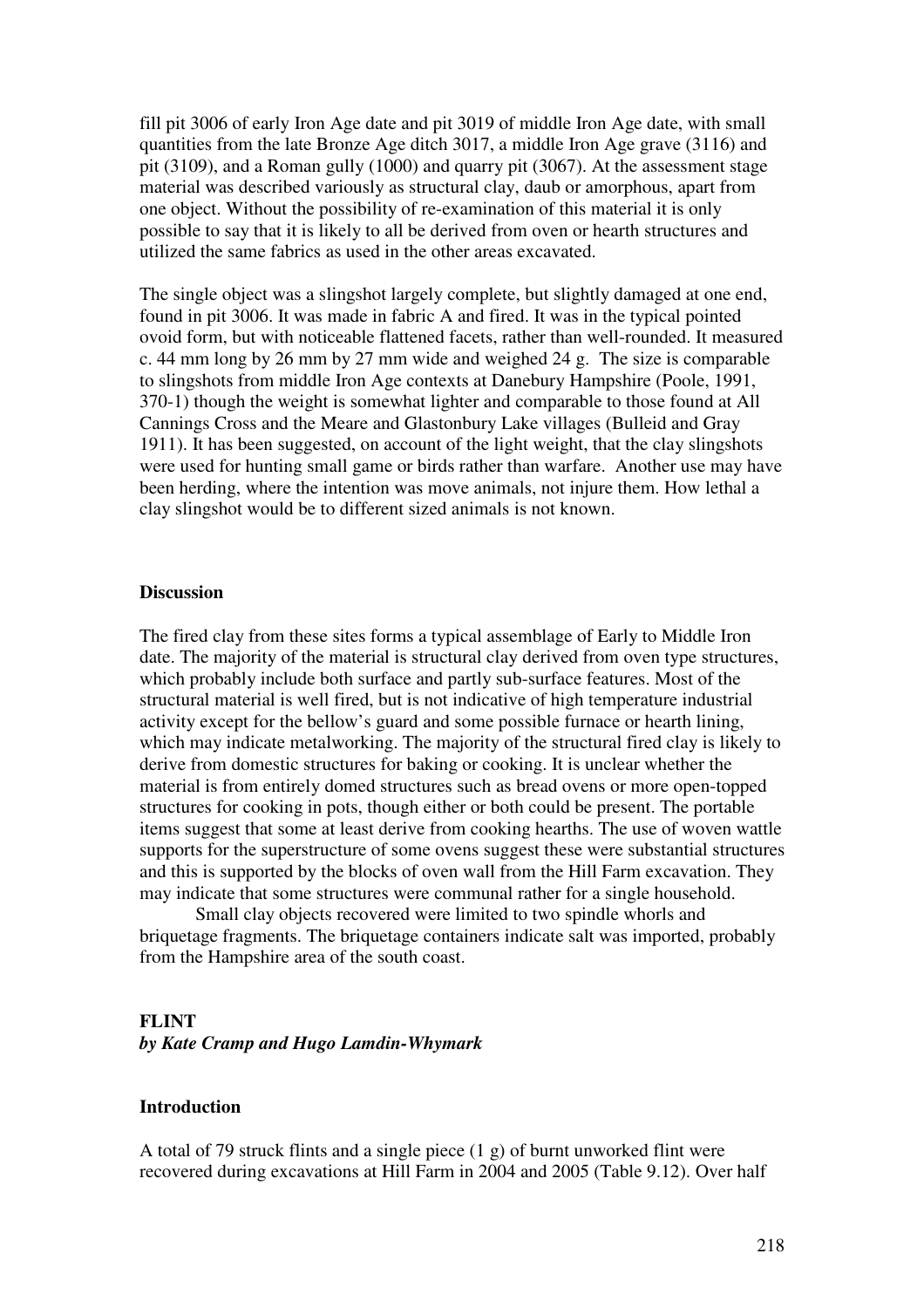fill pit 3006 of early Iron Age date and pit 3019 of middle Iron Age date, with small quantities from the late Bronze Age ditch 3017, a middle Iron Age grave (3116) and pit (3109), and a Roman gully (1000) and quarry pit (3067). At the assessment stage material was described variously as structural clay, daub or amorphous, apart from one object. Without the possibility of re-examination of this material it is only possible to say that it is likely to all be derived from oven or hearth structures and utilized the same fabrics as used in the other areas excavated.

The single object was a slingshot largely complete, but slightly damaged at one end, found in pit 3006. It was made in fabric A and fired. It was in the typical pointed ovoid form, but with noticeable flattened facets, rather than well-rounded. It measured c. 44 mm long by 26 mm by 27 mm wide and weighed 24 g. The size is comparable to slingshots from middle Iron Age contexts at Danebury Hampshire (Poole, 1991, 370-1) though the weight is somewhat lighter and comparable to those found at All Cannings Cross and the Meare and Glastonbury Lake villages (Bulleid and Gray 1911). It has been suggested, on account of the light weight, that the clay slingshots were used for hunting small game or birds rather than warfare. Another use may have been herding, where the intention was move animals, not injure them. How lethal a clay slingshot would be to different sized animals is not known.

### Discussion

The fired clay from these sites forms a typical assemblage of Early to Middle Iron date. The majority of the material is structural clay derived from oven type structures, which probably include both surface and partly sub-surface features. Most of the structural material is well fired, but is not indicative of high temperature industrial activity except for the bellow's guard and some possible furnace or hearth lining, which may indicate metalworking. The majority of the structural fired clay is likely to derive from domestic structures for baking or cooking. It is unclear whether the material is from entirely domed structures such as bread ovens or more open-topped structures for cooking in pots, though either or both could be present. The portable items suggest that some at least derive from cooking hearths. The use of woven wattle supports for the superstructure of some ovens suggest these were substantial structures and this is supported by the blocks of oven wall from the Hill Farm excavation. They may indicate that some structures were communal rather for a single household.

Small clay objects recovered were limited to two spindle whorls and briquetage fragments. The briquetage containers indicate salt was imported, probably from the Hampshire area of the south coast.

## FLINT

***by Kate Cramp and Hugo Lamdin-Whymark***

### Introduction

A total of 79 struck flints and a single piece (1 g) of burnt unworked flint were recovered during excavations at Hill Farm in 2004 and 2005 (Table 9.12). Over half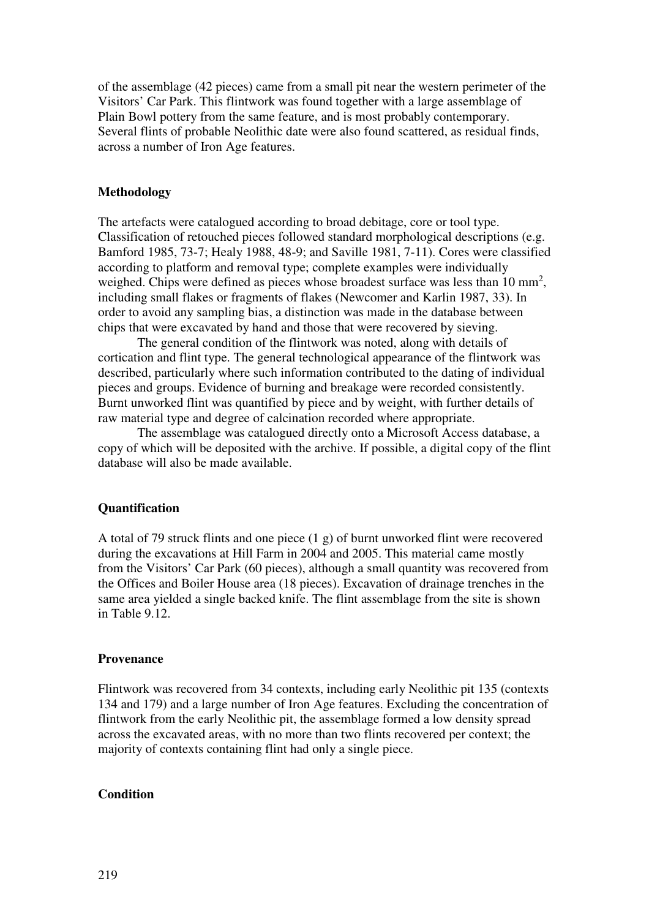of the assemblage (42 pieces) came from a small pit near the western perimeter of the Visitors' Car Park. This flintwork was found together with a large assemblage of Plain Bowl pottery from the same feature, and is most probably contemporary. Several flints of probable Neolithic date were also found scattered, as residual finds, across a number of Iron Age features.

**Methodology**

The artefacts were catalogued according to broad debitage, core or tool type. Classification of retouched pieces followed standard morphological descriptions (e.g. Bamford 1985, 73-7; Healy 1988, 48-9; and Saville 1981, 7-11). Cores were classified according to platform and removal type; complete examples were individually weighed. Chips were defined as pieces whose broadest surface was less than 10 $mm^2$, including small flakes or fragments of flakes (Newcomer and Karlin 1987, 33). In order to avoid any sampling bias, a distinction was made in the database between chips that were excavated by hand and those that were recovered by sieving.

The general condition of the flintwork was noted, along with details of cortication and flint type. The general technological appearance of the flintwork was described, particularly where such information contributed to the dating of individual pieces and groups. Evidence of burning and breakage were recorded consistently. Burnt unworked flint was quantified by piece and by weight, with further details of raw material type and degree of calcination recorded where appropriate.

The assemblage was catalogued directly onto a Microsoft Access database, a copy of which will be deposited with the archive. If possible, a digital copy of the flint database will also be made available.

**Quantification**

A total of 79 struck flints and one piece (1 g) of burnt unworked flint were recovered during the excavations at Hill Farm in 2004 and 2005. This material came mostly from the Visitors' Car Park (60 pieces), although a small quantity was recovered from the Offices and Boiler House area (18 pieces). Excavation of drainage trenches in the same area yielded a single backed knife. The flint assemblage from the site is shown in Table 9.12.

**Provenance**

Flintwork was recovered from 34 contexts, including early Neolithic pit 135 (contexts 134 and 179) and a large number of Iron Age features. Excluding the concentration of flintwork from the early Neolithic pit, the assemblage formed a low density spread across the excavated areas, with no more than two flints recovered per context; the majority of contexts containing flint had only a single piece.

**Condition**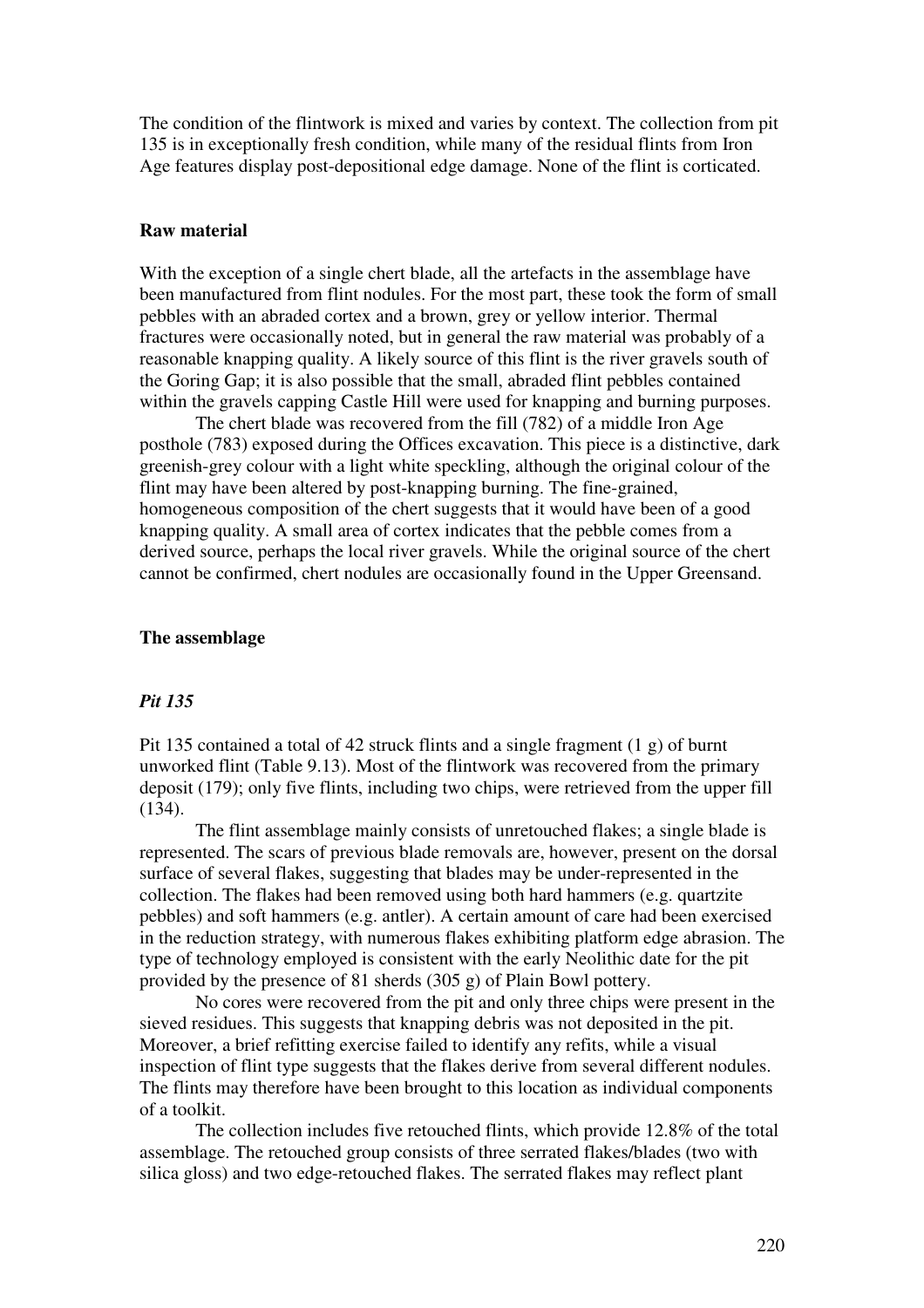The condition of the flintwork is mixed and varies by context. The collection from pit 135 is in exceptionally fresh condition, while many of the residual flints from Iron Age features display post-depositional edge damage. None of the flint is corticated.

## Raw material

With the exception of a single chert blade, all the artefacts in the assemblage have been manufactured from flint nodules. For the most part, these took the form of small pebbles with an abraded cortex and a brown, grey or yellow interior. Thermal fractures were occasionally noted, but in general the raw material was probably of a reasonable knapping quality. A likely source of this flint is the river gravels south of the Goring Gap; it is also possible that the small, abraded flint pebbles contained within the gravels capping Castle Hill were used for knapping and burning purposes.

The chert blade was recovered from the fill (782) of a middle Iron Age posthole (783) exposed during the Offices excavation. This piece is a distinctive, dark greenish-grey colour with a light white speckling, although the original colour of the flint may have been altered by post-knapping burning. The fine-grained, homogeneous composition of the chert suggests that it would have been of a good knapping quality. A small area of cortex indicates that the pebble comes from a derived source, perhaps the local river gravels. While the original source of the chert cannot be confirmed, chert nodules are occasionally found in the Upper Greensand.

## The assemblage

### *Pit 135*

Pit 135 contained a total of 42 struck flints and a single fragment (1 g) of burnt unworked flint (Table 9.13). Most of the flintwork was recovered from the primary deposit (179); only five flints, including two chips, were retrieved from the upper fill (134).

The flint assemblage mainly consists of unretouched flakes; a single blade is represented. The scars of previous blade removals are, however, present on the dorsal surface of several flakes, suggesting that blades may be under-represented in the collection. The flakes had been removed using both hard hammers (e.g. quartzite pebbles) and soft hammers (e.g. antler). A certain amount of care had been exercised in the reduction strategy, with numerous flakes exhibiting platform edge abrasion. The type of technology employed is consistent with the early Neolithic date for the pit provided by the presence of 81 sherds (305 g) of Plain Bowl pottery.

No cores were recovered from the pit and only three chips were present in the sieved residues. This suggests that knapping debris was not deposited in the pit. Moreover, a brief refitting exercise failed to identify any refits, while a visual inspection of flint type suggests that the flakes derive from several different nodules. The flints may therefore have been brought to this location as individual components of a toolkit.

The collection includes five retouched flints, which provide 12.8% of the total assemblage. The retouched group consists of three serrated flakes/blades (two with silica gloss) and two edge-retouched flakes. The serrated flakes may reflect plant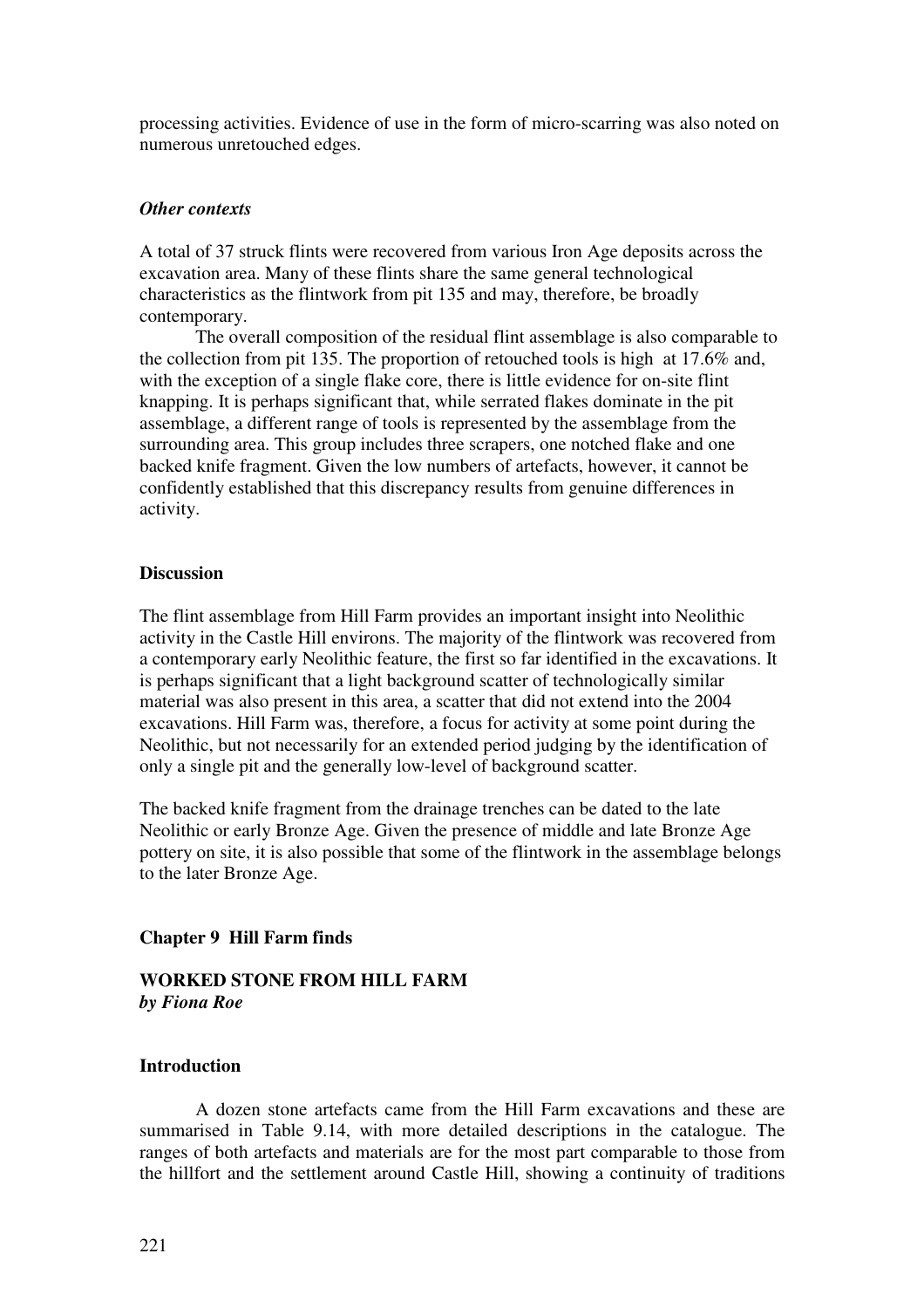processing activities. Evidence of use in the form of micro-scarring was also noted on numerous unretouched edges.

### *Other contexts*

A total of 37 struck flints were recovered from various Iron Age deposits across the excavation area. Many of these flints share the same general technological characteristics as the flintwork from pit 135 and may, therefore, be broadly contemporary.

The overall composition of the residual flint assemblage is also comparable to the collection from pit 135. The proportion of retouched tools is high at 17.6% and, with the exception of a single flake core, there is little evidence for on-site flint knapping. It is perhaps significant that, while serrated flakes dominate in the pit assemblage, a different range of tools is represented by the assemblage from the surrounding area. This group includes three scrapers, one notched flake and one backed knife fragment. Given the low numbers of artefacts, however, it cannot be confidently established that this discrepancy results from genuine differences in activity.

### **Discussion**

The flint assemblage from Hill Farm provides an important insight into Neolithic activity in the Castle Hill environs. The majority of the flintwork was recovered from a contemporary early Neolithic feature, the first so far identified in the excavations. It is perhaps significant that a light background scatter of technologically similar material was also present in this area, a scatter that did not extend into the 2004 excavations. Hill Farm was, therefore, a focus for activity at some point during the Neolithic, but not necessarily for an extended period judging by the identification of only a single pit and the generally low-level of background scatter.

The backed knife fragment from the drainage trenches can be dated to the late Neolithic or early Bronze Age. Given the presence of middle and late Bronze Age pottery on site, it is also possible that some of the flintwork in the assemblage belongs to the later Bronze Age.

## **Chapter 9 Hill Farm finds**

### **WORKED STONE FROM HILL FARM**
***by Fiona Roe***

### **Introduction**

A dozen stone artefacts came from the Hill Farm excavations and these are summarised in Table 9.14, with more detailed descriptions in the catalogue. The ranges of both artefacts and materials are for the most part comparable to those from the hillfort and the settlement around Castle Hill, showing a continuity of traditions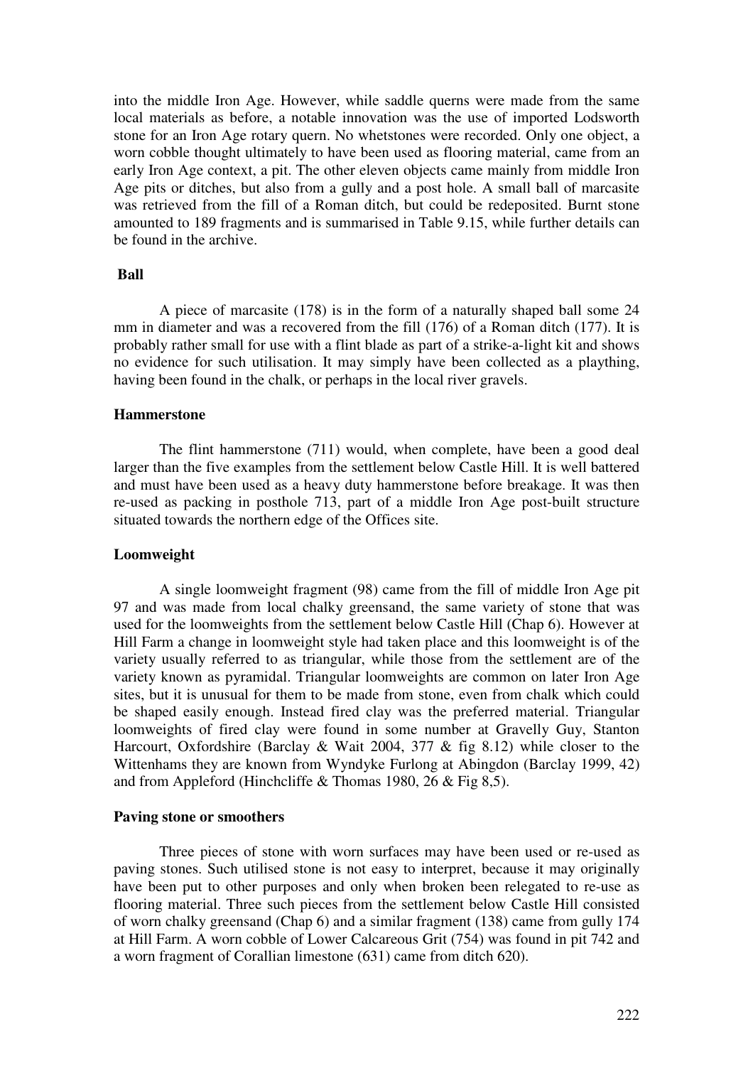into the middle Iron Age. However, while saddle querns were made from the same local materials as before, a notable innovation was the use of imported Lodsworth stone for an Iron Age rotary quern. No whetstones were recorded. Only one object, a worn cobble thought ultimately to have been used as flooring material, came from an early Iron Age context, a pit. The other eleven objects came mainly from middle Iron Age pits or ditches, but also from a gully and a post hole. A small ball of marcasite was retrieved from the fill of a Roman ditch, but could be redeposited. Burnt stone amounted to 189 fragments and is summarised in Table 9.15, while further details can be found in the archive.

### Ball

A piece of marcasite (178) is in the form of a naturally shaped ball some 24 mm in diameter and was a recovered from the fill (176) of a Roman ditch (177). It is probably rather small for use with a flint blade as part of a strike-a-light kit and shows no evidence for such utilisation. It may simply have been collected as a plaything, having been found in the chalk, or perhaps in the local river gravels.

### Hammerstone

The flint hammerstone (711) would, when complete, have been a good deal larger than the five examples from the settlement below Castle Hill. It is well battered and must have been used as a heavy duty hammerstone before breakage. It was then re-used as packing in posthole 713, part of a middle Iron Age post-built structure situated towards the northern edge of the Offices site.

### Loomweight

A single loomweight fragment (98) came from the fill of middle Iron Age pit 97 and was made from local chalky greensand, the same variety of stone that was used for the loomweights from the settlement below Castle Hill (Chap 6). However at Hill Farm a change in loomweight style had taken place and this loomweight is of the variety usually referred to as triangular, while those from the settlement are of the variety known as pyramidal. Triangular loomweights are common on later Iron Age sites, but it is unusual for them to be made from stone, even from chalk which could be shaped easily enough. Instead fired clay was the preferred material. Triangular loomweights of fired clay were found in some number at Gravelly Guy, Stanton Harcourt, Oxfordshire (Barclay & Wait 2004, 377 & fig 8.12) while closer to the Wittenhams they are known from Wyndyke Furlong at Abingdon (Barclay 1999, 42) and from Appleford (Hinchcliffe & Thomas 1980, 26 & Fig 8,5).

### Paving stone or smoothers

Three pieces of stone with worn surfaces may have been used or re-used as paving stones. Such utilised stone is not easy to interpret, because it may originally have been put to other purposes and only when broken been relegated to re-use as flooring material. Three such pieces from the settlement below Castle Hill consisted of worn chalky greensand (Chap 6) and a similar fragment (138) came from gully 174 at Hill Farm. A worn cobble of Lower Calcareous Grit (754) was found in pit 742 and a worn fragment of Corallian limestone (631) came from ditch 620).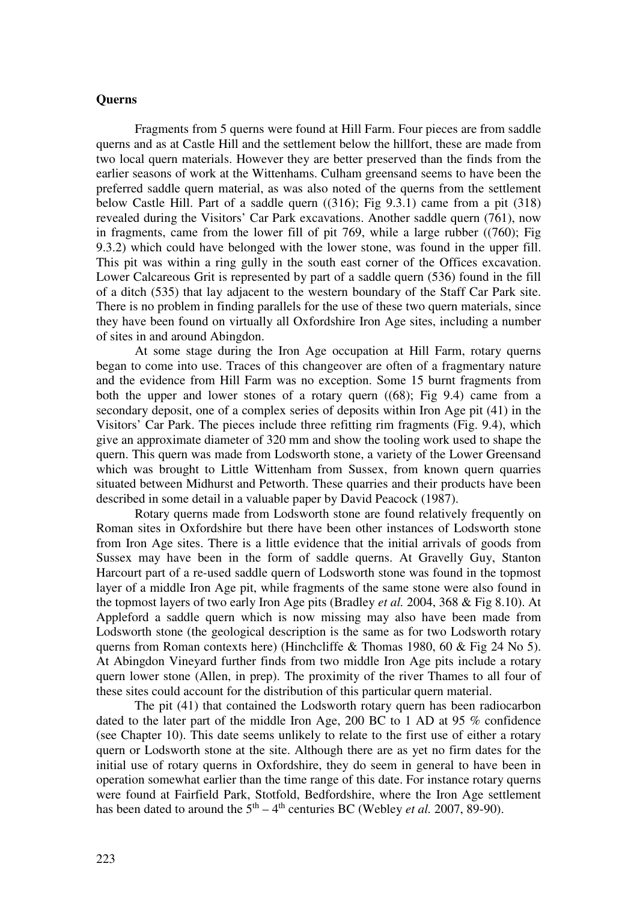## Querns

Fragments from 5 querns were found at Hill Farm. Four pieces are from saddle querns and as at Castle Hill and the settlement below the hillfort, these are made from two local quern materials. However they are better preserved than the finds from the earlier seasons of work at the Wittenhams. Culham greensand seems to have been the preferred saddle quern material, as was also noted of the querns from the settlement below Castle Hill. Part of a saddle quern ((316); Fig 9.3.1) came from a pit (318) revealed during the Visitors' Car Park excavations. Another saddle quern (761), now in fragments, came from the lower fill of pit 769, while a large rubber ((760); Fig 9.3.2) which could have belonged with the lower stone, was found in the upper fill. This pit was within a ring gully in the south east corner of the Offices excavation. Lower Calcareous Grit is represented by part of a saddle quern (536) found in the fill of a ditch (535) that lay adjacent to the western boundary of the Staff Car Park site. There is no problem in finding parallels for the use of these two quern materials, since they have been found on virtually all Oxfordshire Iron Age sites, including a number of sites in and around Abingdon.

At some stage during the Iron Age occupation at Hill Farm, rotary querns began to come into use. Traces of this changeover are often of a fragmentary nature and the evidence from Hill Farm was no exception. Some 15 burnt fragments from both the upper and lower stones of a rotary quern ((68); Fig 9.4) came from a secondary deposit, one of a complex series of deposits within Iron Age pit (41) in the Visitors' Car Park. The pieces include three refitting rim fragments (Fig. 9.4), which give an approximate diameter of 320 mm and show the tooling work used to shape the quern. This quern was made from Lodsworth stone, a variety of the Lower Greensand which was brought to Little Wittenham from Sussex, from known quern quarries situated between Midhurst and Petworth. These quarries and their products have been described in some detail in a valuable paper by David Peacock (1987).

Rotary querns made from Lodsworth stone are found relatively frequently on Roman sites in Oxfordshire but there have been other instances of Lodsworth stone from Iron Age sites. There is a little evidence that the initial arrivals of goods from Sussex may have been in the form of saddle querns. At Gravelly Guy, Stanton Harcourt part of a re-used saddle quern of Lodsworth stone was found in the topmost layer of a middle Iron Age pit, while fragments of the same stone were also found in the topmost layers of two early Iron Age pits (Bradley *et al.* 2004, 368 & Fig 8.10). At Appleford a saddle quern which is now missing may also have been made from Lodsworth stone (the geological description is the same as for two Lodsworth rotary querns from Roman contexts here) (Hinchcliffe & Thomas 1980, 60 & Fig 24 No 5). At Abingdon Vineyard further finds from two middle Iron Age pits include a rotary quern lower stone (Allen, in prep). The proximity of the river Thames to all four of these sites could account for the distribution of this particular quern material.

The pit (41) that contained the Lodsworth rotary quern has been radiocarbon dated to the later part of the middle Iron Age, 200 BC to 1 AD at 95 % confidence (see Chapter 10). This date seems unlikely to relate to the first use of either a rotary quern or Lodsworth stone at the site. Although there are as yet no firm dates for the initial use of rotary querns in Oxfordshire, they do seem in general to have been in operation somewhat earlier than the time range of this date. For instance rotary querns were found at Fairfield Park, Stotfold, Bedfordshire, where the Iron Age settlement has been dated to around the 5th – 4th centuries BC (Webley *et al.* 2007, 89-90).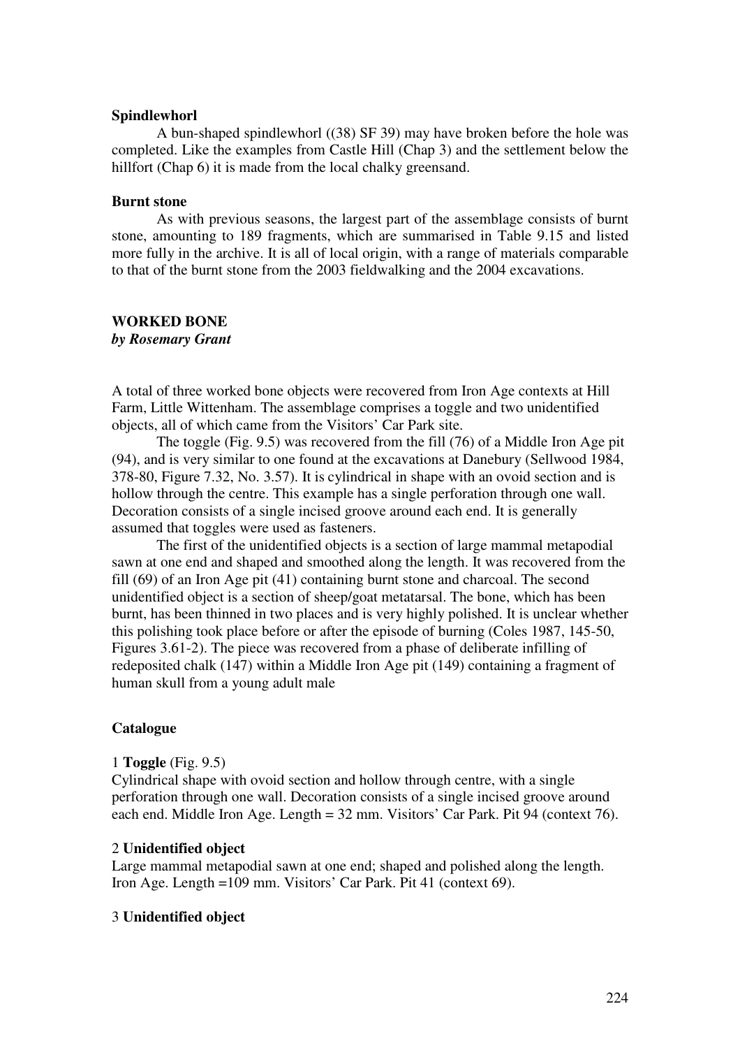**Spindlewhorl**

A bun-shaped spindlewhorl ((38) SF 39) may have broken before the hole was completed. Like the examples from Castle Hill (Chap 3) and the settlement below the hillfort (Chap 6) it is made from the local chalky greensand.

**Burnt stone**

As with previous seasons, the largest part of the assemblage consists of burnt stone, amounting to 189 fragments, which are summarised in Table 9.15 and listed more fully in the archive. It is all of local origin, with a range of materials comparable to that of the burnt stone from the 2003 fieldwalking and the 2004 excavations.

## WORKED BONE

***by Rosemary Grant***

A total of three worked bone objects were recovered from Iron Age contexts at Hill Farm, Little Wittenham. The assemblage comprises a toggle and two unidentified objects, all of which came from the Visitors' Car Park site.

The toggle (Fig. 9.5) was recovered from the fill (76) of a Middle Iron Age pit (94), and is very similar to one found at the excavations at Danebury (Sellwood 1984, 378-80, Figure 7.32, No. 3.57). It is cylindrical in shape with an ovoid section and is hollow through the centre. This example has a single perforation through one wall. Decoration consists of a single incised groove around each end. It is generally assumed that toggles were used as fasteners.

The first of the unidentified objects is a section of large mammal metapodial sawn at one end and shaped and smoothed along the length. It was recovered from the fill (69) of an Iron Age pit (41) containing burnt stone and charcoal. The second unidentified object is a section of sheep/goat metatarsal. The bone, which has been burnt, has been thinned in two places and is very highly polished. It is unclear whether this polishing took place before or after the episode of burning (Coles 1987, 145-50, Figures 3.61-2). The piece was recovered from a phase of deliberate infilling of redeposited chalk (147) within a Middle Iron Age pit (149) containing a fragment of human skull from a young adult male

**Catalogue**

1 **Toggle** (Fig. 9.5)
Cylindrical shape with ovoid section and hollow through centre, with a single perforation through one wall. Decoration consists of a single incised groove around each end. Middle Iron Age. Length = 32 mm. Visitors' Car Park. Pit 94 (context 76).

2 **Unidentified object**
Large mammal metapodial sawn at one end; shaped and polished along the length. Iron Age. Length =109 mm. Visitors' Car Park. Pit 41 (context 69).

3 **Unidentified object**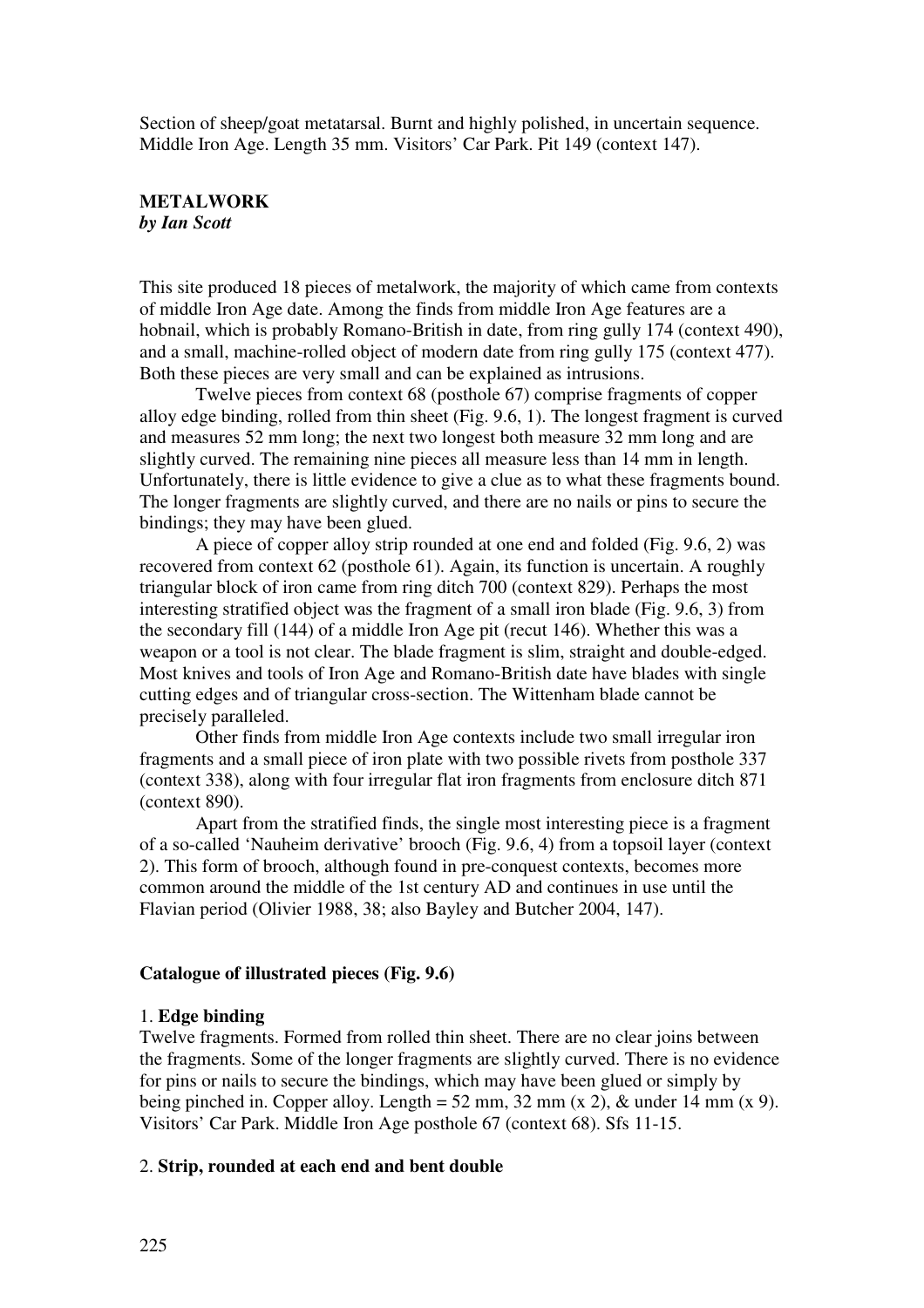Section of sheep/goat metatarsal. Burnt and highly polished, in uncertain sequence. Middle Iron Age. Length 35 mm. Visitors' Car Park. Pit 149 (context 147).

## METALWORK

***by Ian Scott***

This site produced 18 pieces of metalwork, the majority of which came from contexts of middle Iron Age date. Among the finds from middle Iron Age features are a hobnail, which is probably Romano-British in date, from ring gully 174 (context 490), and a small, machine-rolled object of modern date from ring gully 175 (context 477). Both these pieces are very small and can be explained as intrusions.

Twelve pieces from context 68 (posthole 67) comprise fragments of copper alloy edge binding, rolled from thin sheet (Fig. 9.6, 1). The longest fragment is curved and measures 52 mm long; the next two longest both measure 32 mm long and are slightly curved. The remaining nine pieces all measure less than 14 mm in length. Unfortunately, there is little evidence to give a clue as to what these fragments bound. The longer fragments are slightly curved, and there are no nails or pins to secure the bindings; they may have been glued.

A piece of copper alloy strip rounded at one end and folded (Fig. 9.6, 2) was recovered from context 62 (posthole 61). Again, its function is uncertain. A roughly triangular block of iron came from ring ditch 700 (context 829). Perhaps the most interesting stratified object was the fragment of a small iron blade (Fig. 9.6, 3) from the secondary fill (144) of a middle Iron Age pit (recut 146). Whether this was a weapon or a tool is not clear. The blade fragment is slim, straight and double-edged. Most knives and tools of Iron Age and Romano-British date have blades with single cutting edges and of triangular cross-section. The Wittenham blade cannot be precisely paralleled.

Other finds from middle Iron Age contexts include two small irregular iron fragments and a small piece of iron plate with two possible rivets from posthole 337 (context 338), along with four irregular flat iron fragments from enclosure ditch 871 (context 890).

Apart from the stratified finds, the single most interesting piece is a fragment of a so-called 'Nauheim derivative' brooch (Fig. 9.6, 4) from a topsoil layer (context 2). This form of brooch, although found in pre-conquest contexts, becomes more common around the middle of the 1st century AD and continues in use until the Flavian period (Olivier 1988, 38; also Bayley and Butcher 2004, 147).

### Catalogue of illustrated pieces (Fig. 9.6)

1. **Edge binding**

Twelve fragments. Formed from rolled thin sheet. There are no clear joins between the fragments. Some of the longer fragments are slightly curved. There is no evidence for pins or nails to secure the bindings, which may have been glued or simply by being pinched in. Copper alloy. Length = 52 mm, 32 mm (x 2), & under 14 mm (x 9). Visitors' Car Park. Middle Iron Age posthole 67 (context 68). Sfs 11-15.

2. **Strip, rounded at each end and bent double**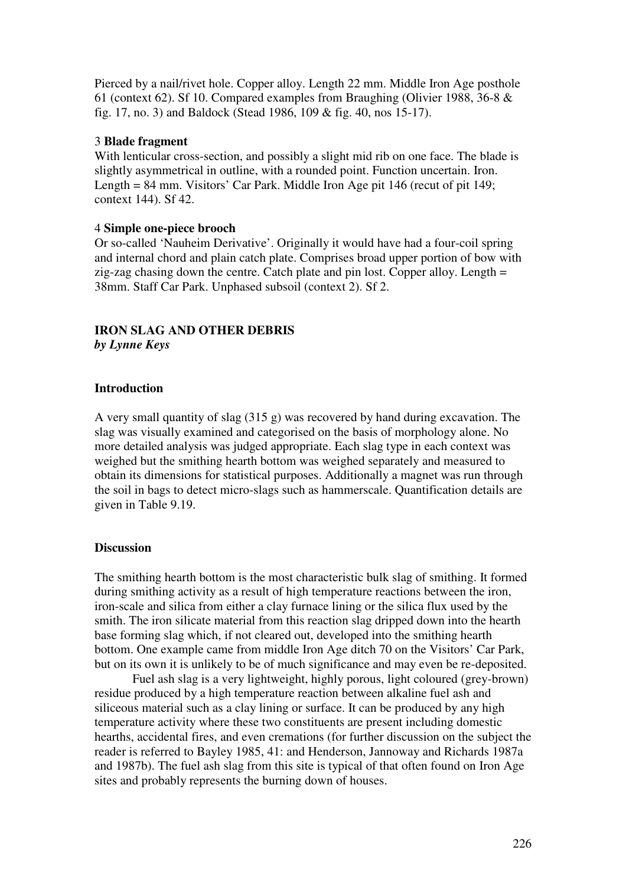Pierced by a nail/rivet hole. Copper alloy. Length 22 mm. Middle Iron Age posthole 61 (context 62). Sf 10. Compared examples from Braughing (Olivier 1988, 36-8 & fig. 17, no. 3) and Baldock (Stead 1986, 109 & fig. 40, nos 15-17).

3 **Blade fragment**
With lenticular cross-section, and possibly a slight mid rib on one face. The blade is slightly asymmetrical in outline, with a rounded point. Function uncertain. Iron. Length = 84 mm. Visitors' Car Park. Middle Iron Age pit 146 (recut of pit 149; context 144). Sf 42.

4 **Simple one-piece brooch**
Or so-called 'Nauheim Derivative'. Originally it would have had a four-coil spring and internal chord and plain catch plate. Comprises broad upper portion of bow with zig-zag chasing down the centre. Catch plate and pin lost. Copper alloy. Length = 38mm. Staff Car Park. Unphased subsoil (context 2). Sf 2.

## IRON SLAG AND OTHER DEBRIS
***by Lynne Keys***

### Introduction

A very small quantity of slag (315 g) was recovered by hand during excavation. The slag was visually examined and categorised on the basis of morphology alone. No more detailed analysis was judged appropriate. Each slag type in each context was weighed but the smithing hearth bottom was weighed separately and measured to obtain its dimensions for statistical purposes. Additionally a magnet was run through the soil in bags to detect micro-slags such as hammerscale. Quantification details are given in Table 9.19.

### Discussion

The smithing hearth bottom is the most characteristic bulk slag of smithing. It formed during smithing activity as a result of high temperature reactions between the iron, iron-scale and silica from either a clay furnace lining or the silica flux used by the smith. The iron silicate material from this reaction slag dripped down into the hearth base forming slag which, if not cleared out, developed into the smithing hearth bottom. One example came from middle Iron Age ditch 70 on the Visitors' Car Park, but on its own it is unlikely to be of much significance and may even be re-deposited.

Fuel ash slag is a very lightweight, highly porous, light coloured (grey-brown) residue produced by a high temperature reaction between alkaline fuel ash and siliceous material such as a clay lining or surface. It can be produced by any high temperature activity where these two constituents are present including domestic hearths, accidental fires, and even cremations (for further discussion on the subject the reader is referred to Bayley 1985, 41: and Henderson, Jannoway and Richards 1987a and 1987b). The fuel ash slag from this site is typical of that often found on Iron Age sites and probably represents the burning down of houses.